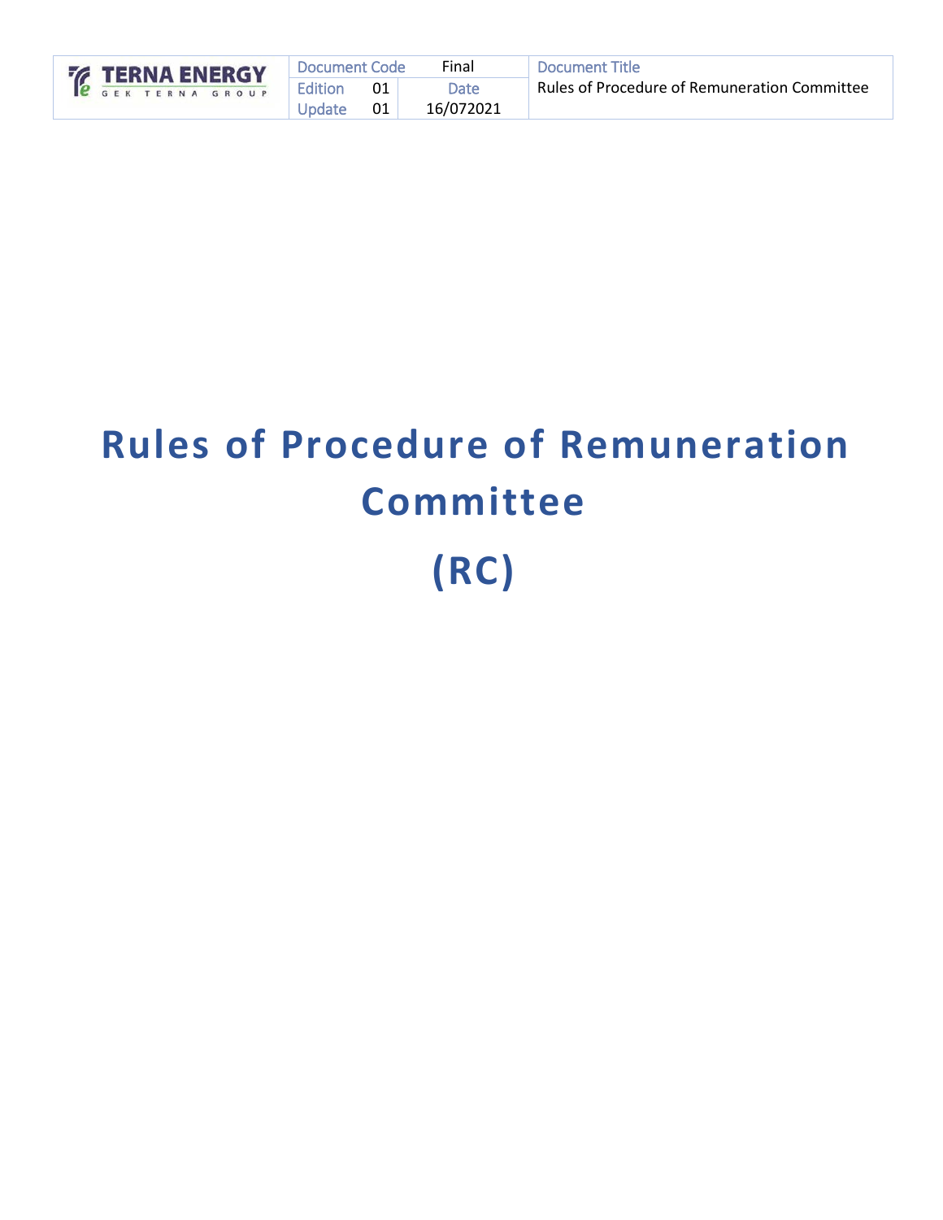| TERNA ENERGY GEK TERNA GROUP | Document Code | | Final | Document Title |
|---|---|---|---|---|
| | Edition | 01 | Date | Rules of Procedure of Remuneration Committee |
| | Update | 01 | 16/072021 | |

# Rules of Procedure of Remuneration Committee

# (RC)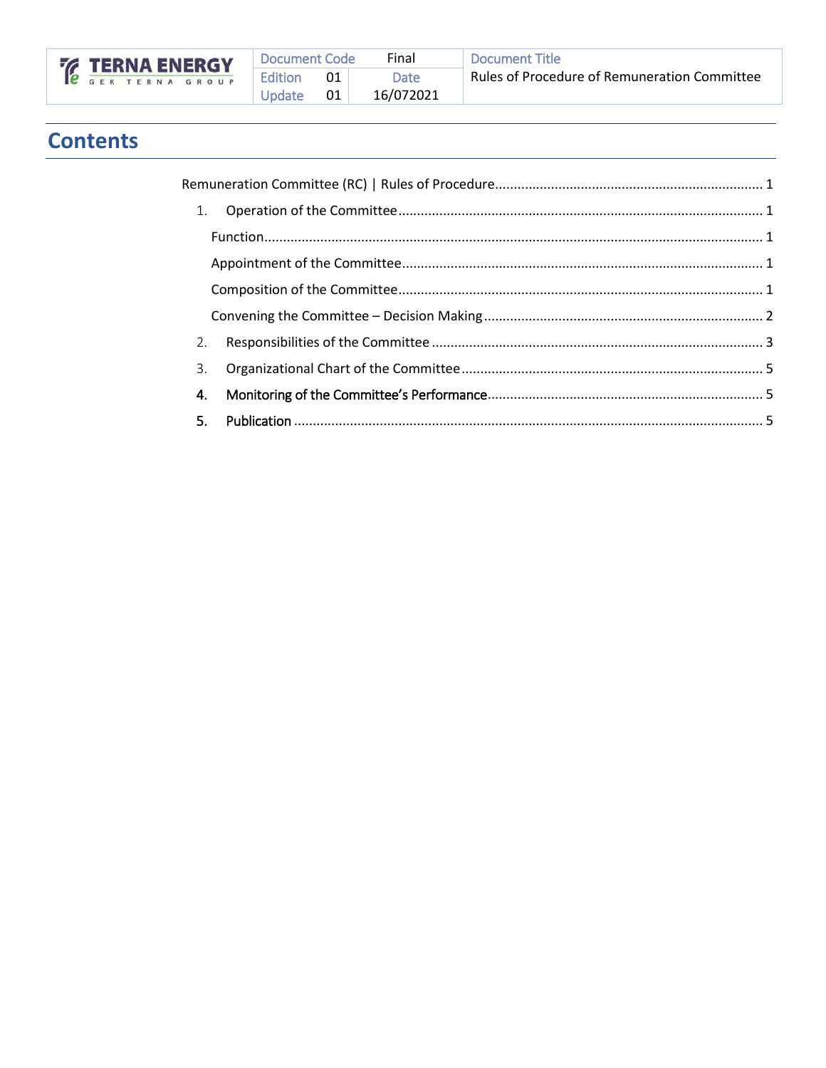# Contents

Remunerationn Committee (RC) | Rules of Procedure .......... 1

1. Operation of the Committee .......... 1
   - Function .......... 1
   - Appointment of the Committee .......... 1
   - Composition of the Committee .......... 1
   - Convening the Committee – Decision Making .......... 2
2. Responsibilities of the Committee .......... 3
3. Organizational Chart of the Committee .......... 5
4. Monitoring of the Committee's Performance .......... 5
5. Publication .......... 5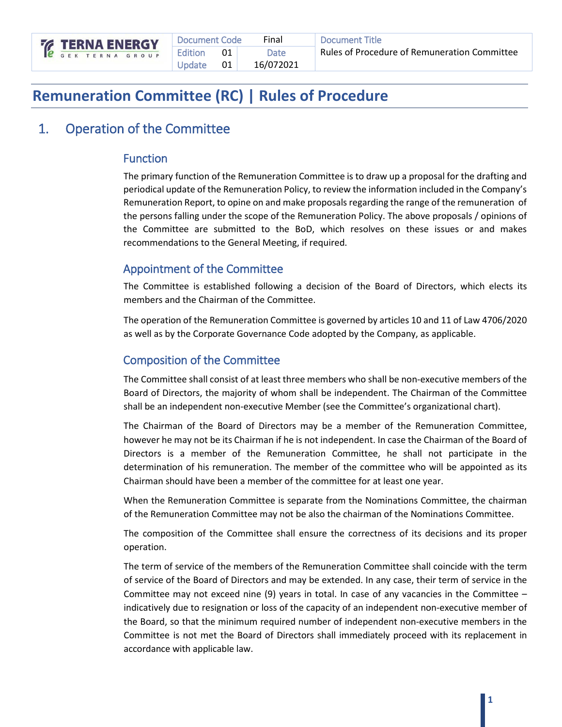# Remuneration Committee (RC) | Rules of Procedure

## 1. Operation of the Committee

### Function

The primary function of the Remuneration Committee is to draw up a proposal for the drafting and periodical update of the Remuneration Policy, to review the information included in the Company's Remuneration Report, to opine on and make proposals regarding the range of the remuneration of the persons falling under the scope of the Remuneration Policy. The above proposals / opinions of the Committee are submitted to the BoD, which resolves on these issues or and makes recommendations to the General Meeting, if required.

### Appointment of the Committee

The Committee is established following a decision of the Board of Directors, which elects its members and the Chairman of the Committee.

The operation of the Remuneration Committee is governed by articles 10 and 11 of Law 4706/2020 as well as by the Corporate Governance Code adopted by the Company, as applicable.

### Composition of the Committee

The Committee shall consist of at least three members who shall be non-executive members of the Board of Directors, the majority of whom shall be independent. The Chairman of the Committee shall be an independent non-executive Member (see the Committee's organizational chart).

The Chairman of the Board of Directors may be a member of the Remuneration Committee, however he may not be its Chairman if he is not independent. In case the Chairman of the Board of Directors is a member of the Remuneration Committee, he shall not participate in the determination of his remuneration. The member of the committee who will be appointed as its Chairman should have been a member of the committee for at least one year.

When the Remuneration Committee is separate from the Nominations Committee, the chairman of the Remuneration Committee may not be also the chairman of the Nominations Committee.

The composition of the Committee shall ensure the correctness of its decisions and its proper operation.

The term of service of the members of the Remuneration Committee shall coincide with the term of service of the Board of Directors and may be extended. In any case, their term of service in the Committee may not exceed nine (9) years in total. In case of any vacancies in the Committee – indicatively due to resignation or loss of the capacity of an independent non-executive member of the Board, so that the minimum required number of independent non-executive members in the Committee is not met the Board of Directors shall immediately proceed with its replacement in accordance with applicable law.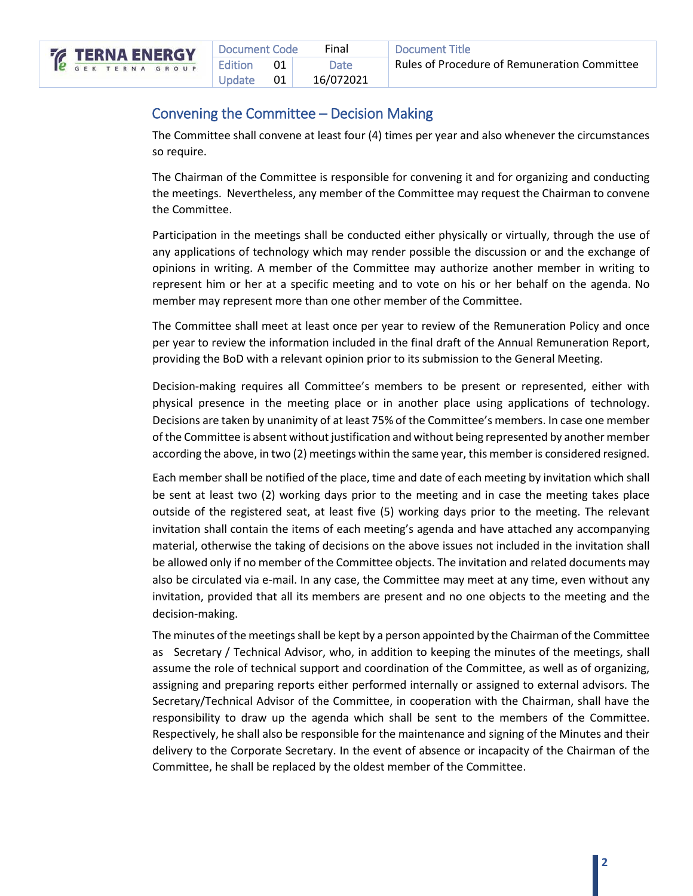## Convening the Committee – Decision Making

The Committee shall convene at least four (4) times per year and also whenever the circumstances so require.

The Chairman of the Committee is responsible for convening it and for organizing and conducting the meetings. Nevertheless, any member of the Committee may request the Chairman to convene the Committee.

Participation in the meetings shall be conducted either physically or virtually, through the use of any applications of technology which may render possible the discussion or and the exchange of opinions in writing. A member of the Committee may authorize another member in writing to represent him or her at a specific meeting and to vote on his or her behalf on the agenda. No member may represent more than one other member of the Committee.

The Committee shall meet at least once per year to review of the Remuneration Policy and once per year to review the information included in the final draft of the Annual Remuneration Report, providing the BoD with a relevant opinion prior to its submission to the General Meeting.

Decision-making requires all Committee's members to be present or represented, either with physical presence in the meeting place or in another place using applications of technology. Decisions are taken by unanimity of at least 75% of the Committee's members. In case one member of the Committee is absent without justification and without being represented by another member according the above, in two (2) meetings within the same year, this member is considered resigned.

Each member shall be notified of the place, time and date of each meeting by invitation which shall be sent at least two (2) working days prior to the meeting and in case the meeting takes place outside of the registered seat, at least five (5) working days prior to the meeting. The relevant invitation shall contain the items of each meeting's agenda and have attached any accompanying material, otherwise the taking of decisions on the above issues not included in the invitation shall be allowed only if no member of the Committee objects. The invitation and related documents may also be circulated via e-mail. In any case, the Committee may meet at any time, even without any invitation, provided that all its members are present and no one objects to the meeting and the decision-making.

The minutes of the meetings shall be kept by a person appointed by the Chairman of the Committee as Secretary / Technical Advisor, who, in addition to keeping the minutes of the meetings, shall assume the role of technical support and coordination of the Committee, as well as of organizing, assigning and preparing reports either performed internally or assigned to external advisors. The Secretary/Technical Advisor of the Committee, in cooperation with the Chairman, shall have the responsibility to draw up the agenda which shall be sent to the members of the Committee. Respectively, he shall also be responsible for the maintenance and signing of the Minutes and their delivery to the Corporate Secretary. In the event of absence or incapacity of the Chairman of the Committee, he shall be replaced by the oldest member of the Committee.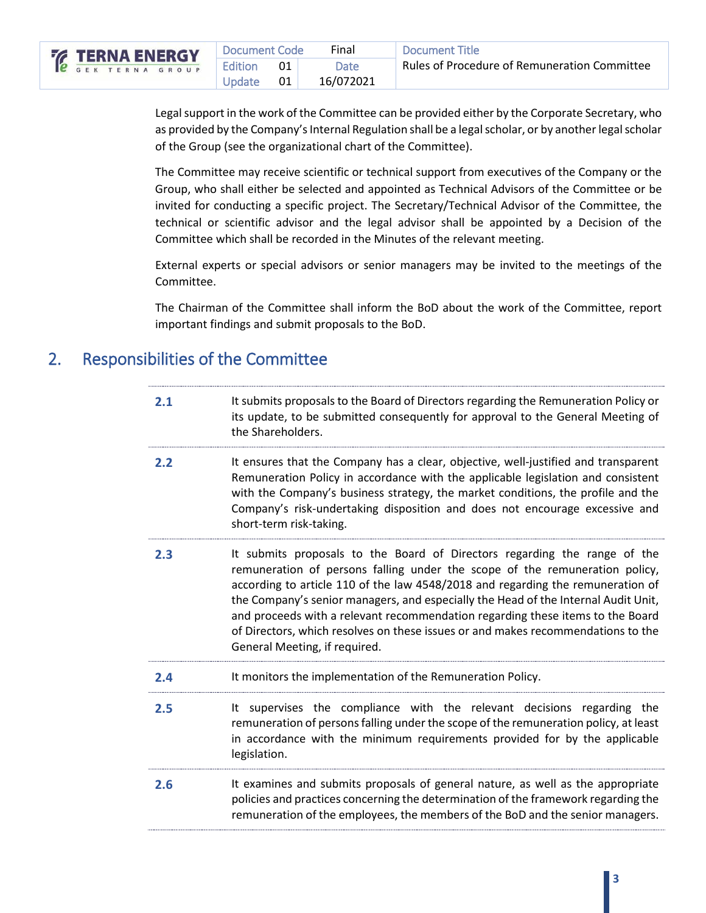Legal support in the work of the Committee can be provided either by the Corporate Secretary, who as provided by the Company's Internal Regulation shall be a legal scholar, or by another legal scholar of the Group (see the organizational chart of the Committee).

The Committee may receive scientific or technical support from executives of the Company or the Group, who shall either be selected and appointed as Technical Advisors of the Committee or be invited for conducting a specific project. The Secretary/Technical Advisor of the Committee, the technical or scientific advisor and the legal advisor shall be appointed by a Decision of the Committee which shall be recorded in the Minutes of the relevant meeting.

External experts or special advisors or senior managers may be invited to the meetings of the Committee.

The Chairman of the Committee shall inform the BoD about the work of the Committee, report important findings and submit proposals to the BoD.

## 2. Responsibilities of the Committee

| | |
|---|---|
| **2.1** | It submits proposals to the Board of Directors regarding the Remuneration Policy or its update, to be submitted consequently for approval to the General Meeting of the Shareholders. |
| **2.2** | It ensures that the Company has a clear, objective, well-justified and transparent Remuneration Policy in accordance with the applicable legislation and consistent with the Company's business strategy, the market conditions, the profile and the Company's risk-undertaking disposition and does not encourage excessive and short-term risk-taking. |
| **2.3** | It submits proposals to the Board of Directors regarding the range of the remuneration of persons falling under the scope of the remuneration policy, according to article 110 of the law 4548/2018 and regarding the remuneration of the Company's senior managers, and especially the Head of the Internal Audit Unit, and proceeds with a relevant recommendation regarding these items to the Board of Directors, which resolves on these issues or and makes recommendations to the General Meeting, if required. |
| **2.4** | It monitors the implementation of the Remuneration Policy. |
| **2.5** | It supervises the compliance with the relevant decisions regarding the remuneration of persons falling under the scope of the remuneration policy, at least in accordance with the minimum requirements provided for by the applicable legislation. |
| **2.6** | It examines and submits proposals of general nature, as well as the appropriate policies and practices concerning the determination of the framework regarding the remuneration of the employees, the members of the BoD and the senior managers. |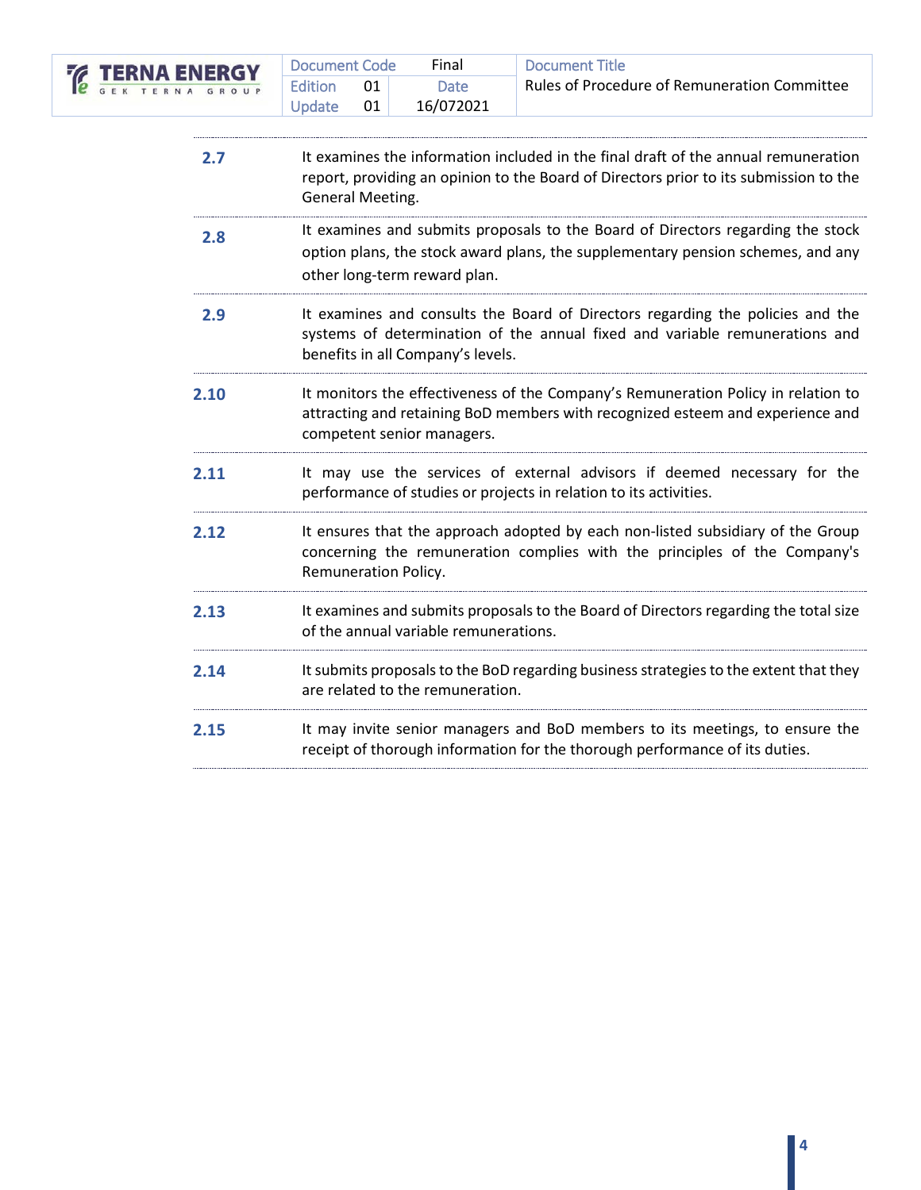| | |
|---|---|
| **2.7** | It examines the information included in the final draft of the annual remuneration report, providing an opinion to the Board of Directors prior to its submission to the General Meeting. |
| **2.8** | It examines and submits proposals to the Board of Directors regarding the stock option plans, the stock award plans, the supplementary pension schemes, and any other long-term reward plan. |
| **2.9** | It examines and consults the Board of Directors regarding the policies and the systems of determination of the annual fixed and variable remunerations and benefits in all Company's levels. |
| **2.10** | It monitors the effectiveness of the Company's Remuneration Policy in relation to attracting and retaining BoD members with recognized esteem and experience and competent senior managers. |
| **2.11** | It may use the services of external advisors if deemed necessary for the performance of studies or projects in relation to its activities. |
| **2.12** | It ensures that the approach adopted by each non-listed subsidiary of the Group concerning the remuneration complies with the principles of the Company's Remuneration Policy. |
| **2.13** | It examines and submits proposals to the Board of Directors regarding the total size of the annual variable remunerations. |
| **2.14** | It submits proposals to the BoD regarding business strategies to the extent that they are related to the remuneration. |
| **2.15** | It may invite senior managers and BoD members to its meetings, to ensure the receipt of thorough information for the thorough performance of its duties. |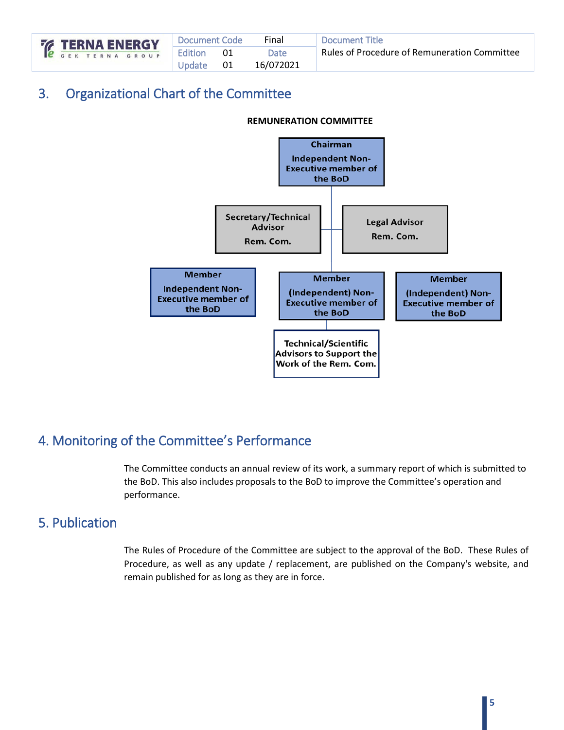## 3. Organizational Chart of the Committee

**REMUNERATION COMMITTEE**

**Chairman**
**Independent Non-Executive member of the BoD**

**Secretary/Technical Advisor**
**Rem. Com.**

**Legal Advisor**
**Rem. Com.**

**Member**
**Independent Non-Executive member of the BoD**

**Member**
**(Independent) Non-Executive member of the BoD**

**Member**
**(Independent) Non-Executive member of the BoD**

**Technical/Scientific Advisors to Support the Work of the Rem. Com.**

## 4. Monitoring of the Committee's Performance

The Committee conducts an annual review of its work, a summary report of which is submitted to the BoD. This also includes proposals to the BoD to improve the Committee's operation and performance.

## 5. Publication

The Rules of Procedure of the Committee are subject to the approval of the BoD. These Rules of Procedure, as well as any update / replacement, are published on the Company's website, and remain published for as long as they are in force.